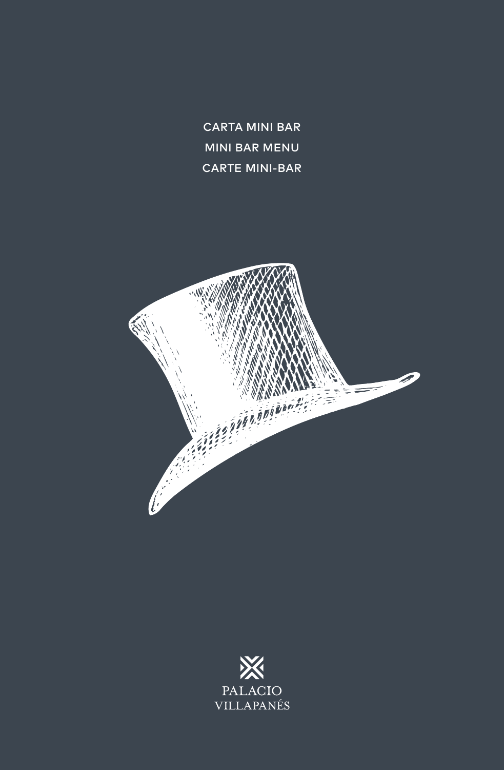CARTA MINI BAR

MINI BAR MENU

CARTE MINI-BAR

PALACIO
VILLAPANÉS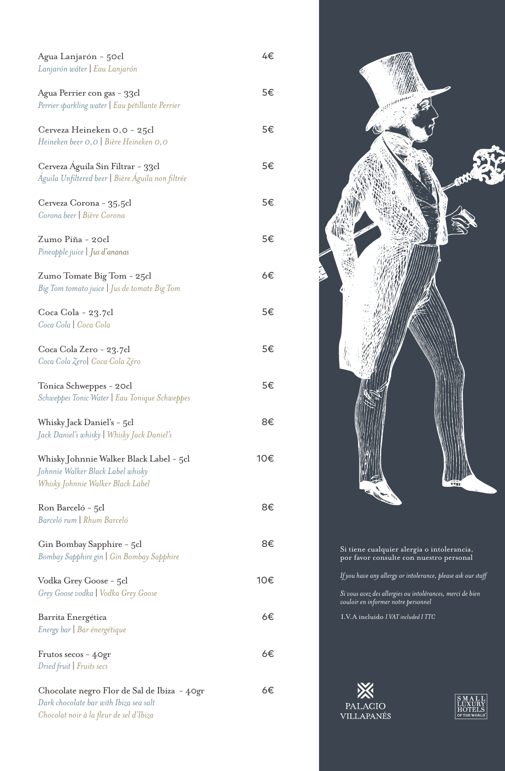Agua Lanjarón - 50cl — 4€
*Lanjarón wáter | Eau Lanjarón*

Agua Perrier con gas - 33cl — 5€
*Perrier sparkling water | Eau pétillante Perrier*

Cerveza Heineken 0,0 - 25cl — 5€
*Heineken beer 0,0 | Bière Heineken 0,0*

Cerveza Águila Sin Filtrar - 33cl — 5€
*Águila Unfiltered beer | Bière Águila non filtrée*

Cerveza Corona - 35,5cl — 5€
*Corona beer | Bière Corona*

Zumo Piña - 20cl — 5€
*Pineapple juice | Jus d'ananas*

Zumo Tomate Big Tom - 25cl — 6€
*Big Tom tomato juice | Jus de tomate Big Tom*

Coca Cola - 23.7cl — 5€
*Coca Cola | Coca Cola*

Coca Cola Zero - 23.7cl — 5€
*Coca Cola Zero| Coca Cola Zéro*

Tónica Schweppes - 20cl — 5€
*Schweppes Tonic Water | Eau Tonique Schweppes*

Whisky Jack Daniel's - 5cl — 8€
*Jack Daniel's whisky | Whisky Jack Daniel's*

Whisky Johnnie Walker Black Label - 5cl — 10€
*Johnnie Walker Black Label whisky*
*Whisky Johnnie Walker Black Label*

Ron Barceló - 5cl — 8€
*Barceló rum | Rhum Barceló*

Gin Bombay Sapphire - 5cl — 8€
*Bombay Sapphire gin | Gin Bombay Sapphire*

Vodka Grey Goose - 5cl — 10€
*Grey Goose vodka | Vodka Grey Goose*

Barrita Energética — 6€
*Energy bar | Bar énergétique*

Frutos secos - 40gr — 6€
*Dried fruit | Fruits secs*

Chocolate negro Flor de Sal de Ibiza - 40gr — 6€
*Dark chocolate bar with Ibiza sea salt*
*Chocolat noir à la fleur de sel d'Ibiza*

Si tiene cualquier alergia o intolerancia, por favor consulte con nuestro personal

*If you have any allergy or intolerance, please ask our staff*

*Si vous avez des allergies ou intolérances, merci de bien vouloir en informer notre personnel*

I.V.A incluido *I VAT included I TTC*

PALACIO VILLAPANÉS

SMALL LUXURY HOTELS OF THE WORLD